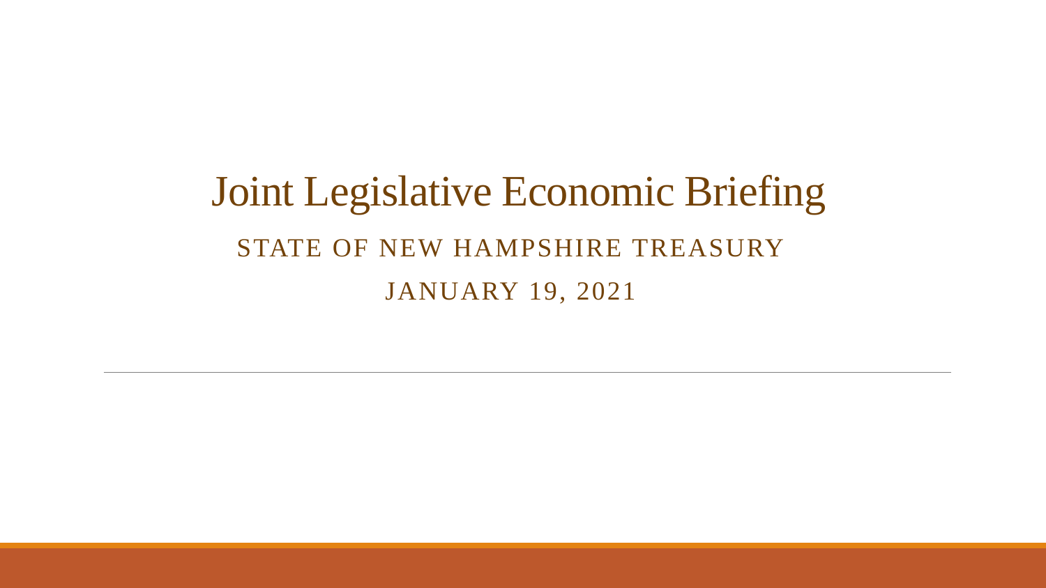# Joint Legislative Economic Briefing

## STATE OF NEW HAMPSHIRE TREASURY

JANUARY 19, 2021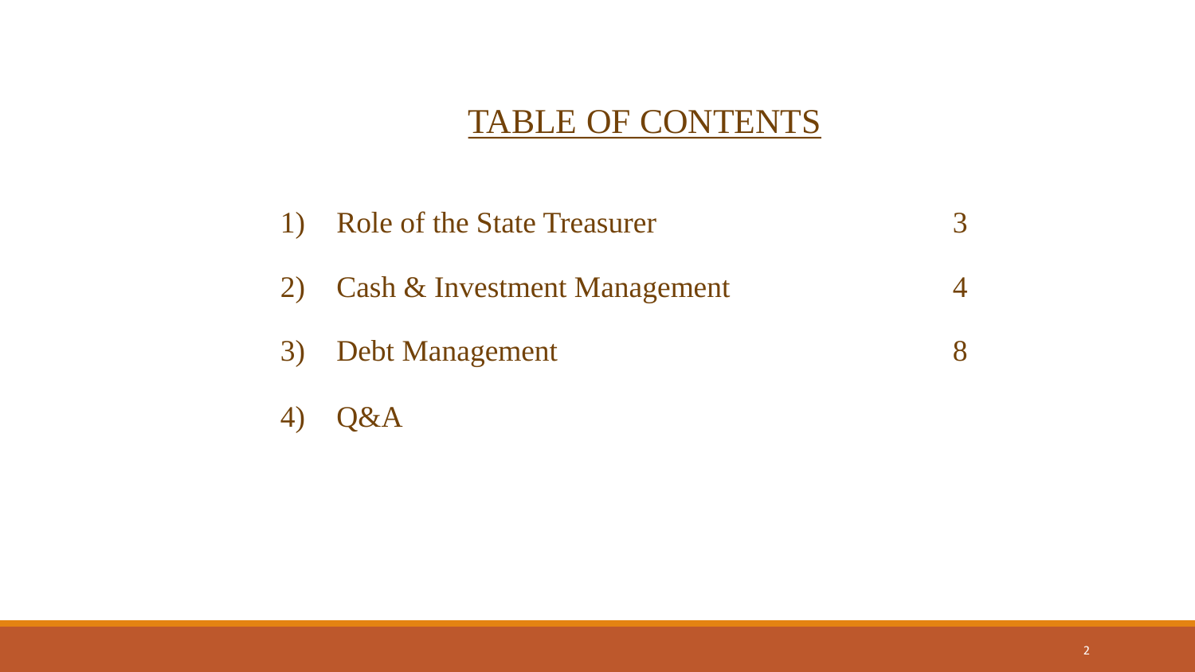# TABLE OF CONTENTS

| | | |
|---|---|---|
| 1) | Role of the State Treasurer | 3 |
| 2) | Cash & Investment Management | 4 |
| 3) | Debt Management | 8 |
| 4) | Q&A | |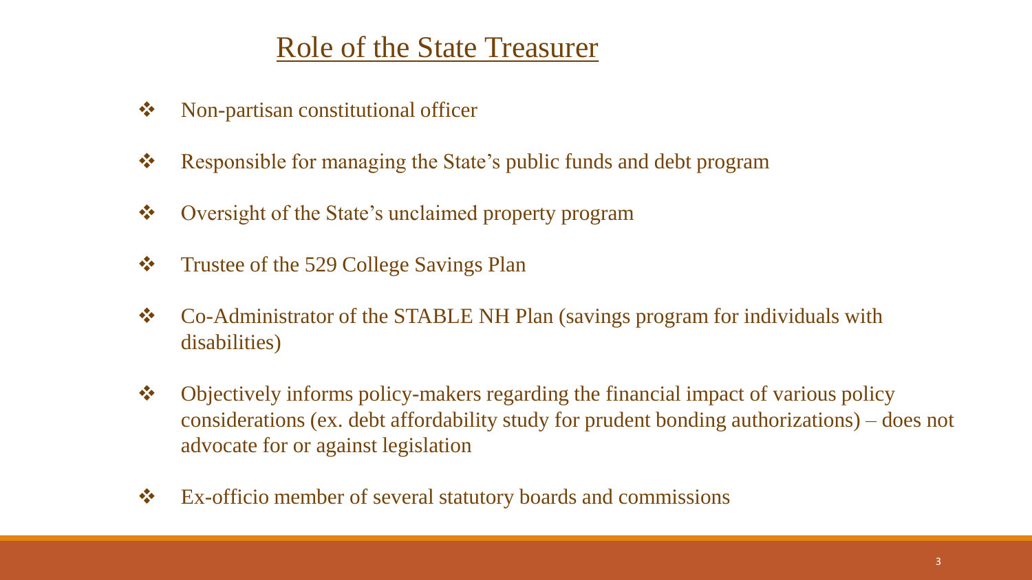## Role of the State Treasurer

- Non-partisan constitutional officer
- Responsible for managing the State's public funds and debt program
- Oversight of the State's unclaimed property program
- Trustee of the 529 College Savings Plan
- Co-Administrator of the STABLE NH Plan (savings program for individuals with disabilities)
- Objectively informs policy-makers regarding the financial impact of various policy considerations (ex. debt affordability study for prudent bonding authorizations) – does not advocate for or against legislation
- Ex-officio member of several statutory boards and commissions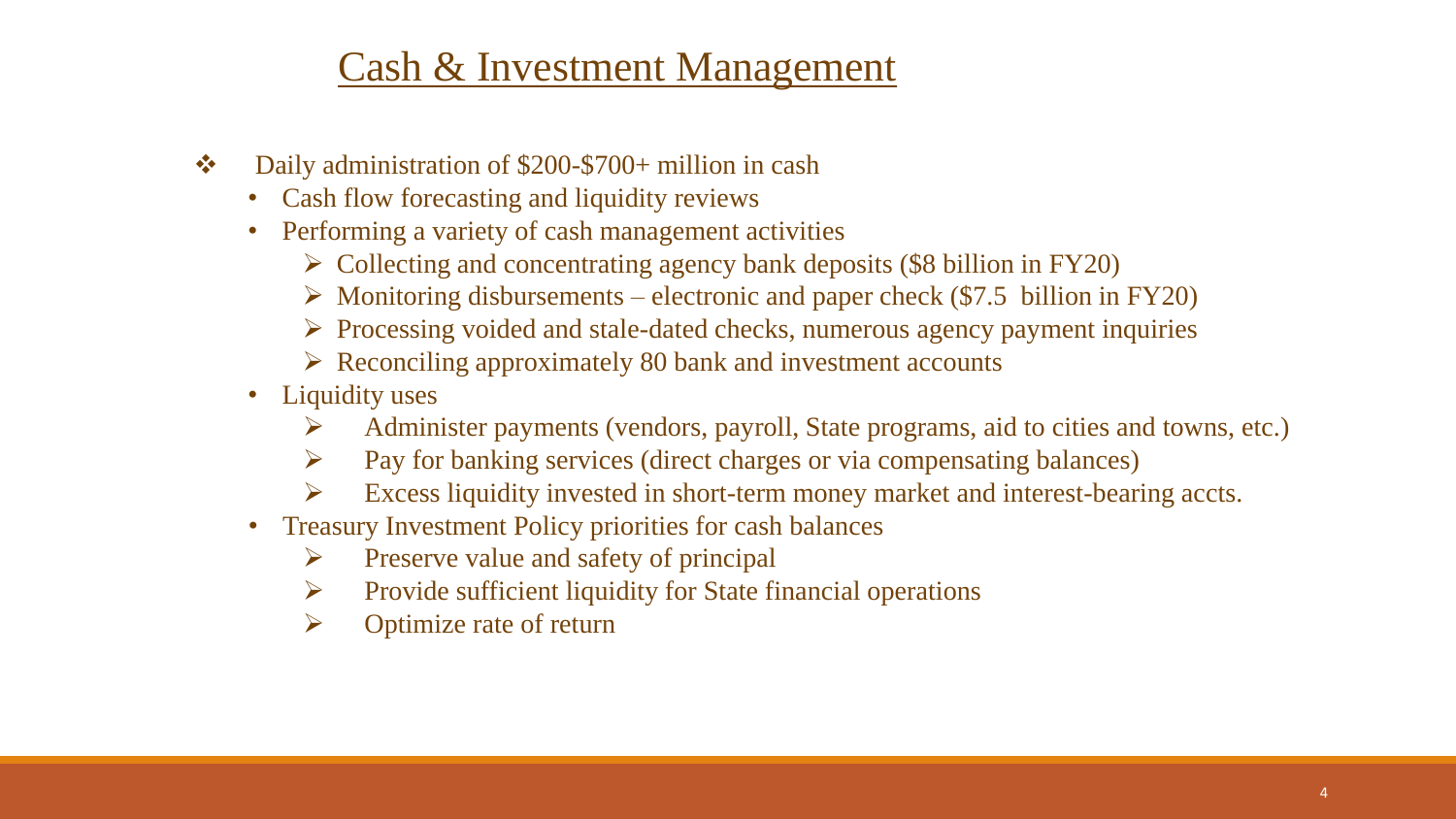# Cash & Investment Management

- Daily administration of $200-$700+ million in cash
  - Cash flow forecasting and liquidity reviews
  - Performing a variety of cash management activities
    - Collecting and concentrating agency bank deposits ($8 billion in FY20)
    - Monitoring disbursements – electronic and paper check ($7.5 billion in FY20)
    - Processing voided and stale-dated checks, numerous agency payment inquiries
    - Reconciling approximately 80 bank and investment accounts
  - Liquidity uses
    - Administer payments (vendors, payroll, State programs, aid to cities and towns, etc.)
    - Pay for banking services (direct charges or via compensating balances)
    - Excess liquidity invested in short-term money market and interest-bearing accts.
  - Treasury Investment Policy priorities for cash balances
    - Preserve value and safety of principal
    - Provide sufficient liquidity for State financial operations
    - Optimize rate of return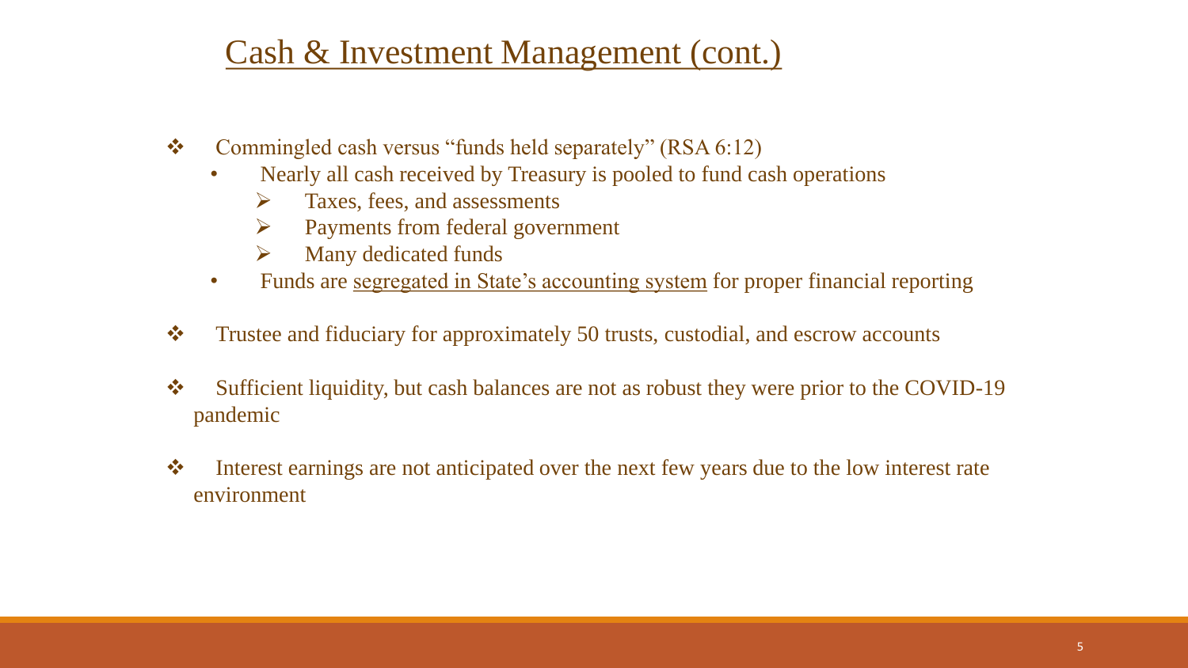# Cash & Investment Management (cont.)

- Commingled cash versus "funds held separately" (RSA 6:12)
  - Nearly all cash received by Treasury is pooled to fund cash operations
    - Taxes, fees, and assessments
    - Payments from federal government
    - Many dedicated funds
  - Funds are segregated in State's accounting system for proper financial reporting
- Trustee and fiduciary for approximately 50 trusts, custodial, and escrow accounts
- Sufficient liquidity, but cash balances are not as robust they were prior to the COVID-19 pandemic
- Interest earnings are not anticipated over the next few years due to the low interest rate environment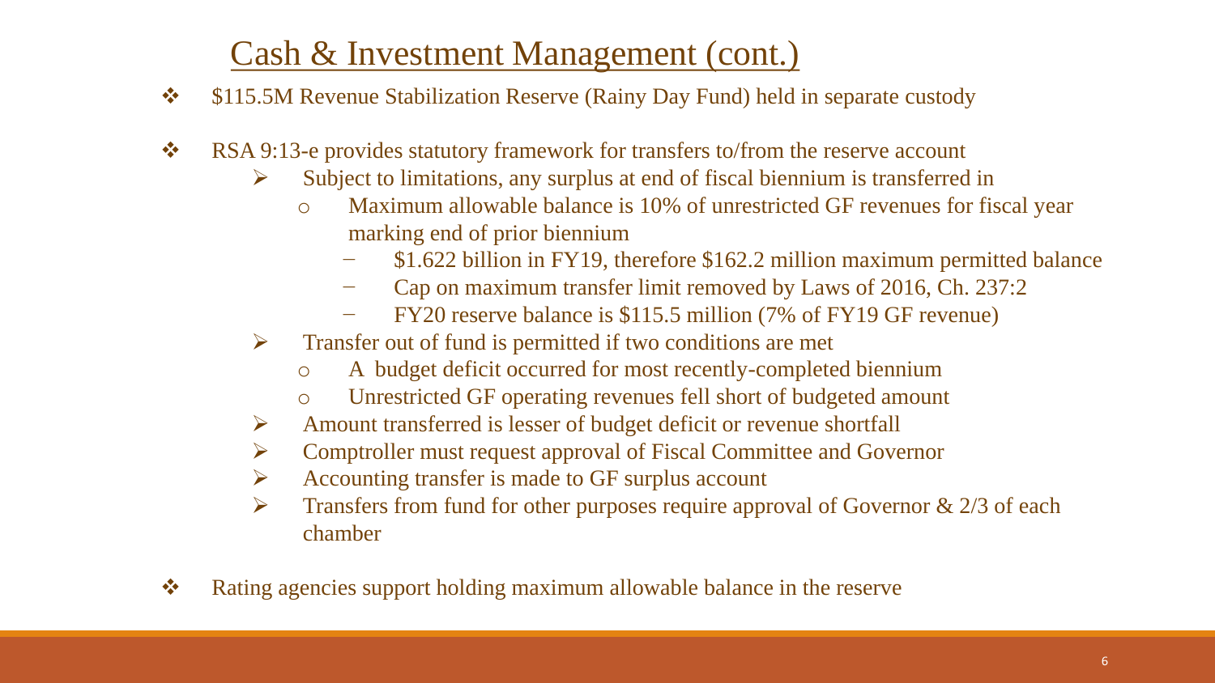# Cash & Investment Management (cont.)

- $115.5M Revenue Stabilization Reserve (Rainy Day Fund) held in separate custody

- RSA 9:13-e provides statutory framework for transfers to/from the reserve account
  - Subject to limitations, any surplus at end of fiscal biennium is transferred in
    - Maximum allowable balance is 10% of unrestricted GF revenues for fiscal year marking end of prior biennium
      - $1.622 billion in FY19, therefore $162.2 million maximum permitted balance
      - Cap on maximum transfer limit removed by Laws of 2016, Ch. 237:2
      - FY20 reserve balance is $115.5 million (7% of FY19 GF revenue)
  - Transfer out of fund is permitted if two conditions are met
    - A budget deficit occurred for most recently-completed biennium
    - Unrestricted GF operating revenues fell short of budgeted amount
  - Amount transferred is lesser of budget deficit or revenue shortfall
  - Comptroller must request approval of Fiscal Committee and Governor
  - Accounting transfer is made to GF surplus account
  - Transfers from fund for other purposes require approval of Governor & 2/3 of each chamber

- Rating agencies support holding maximum allowable balance in the reserve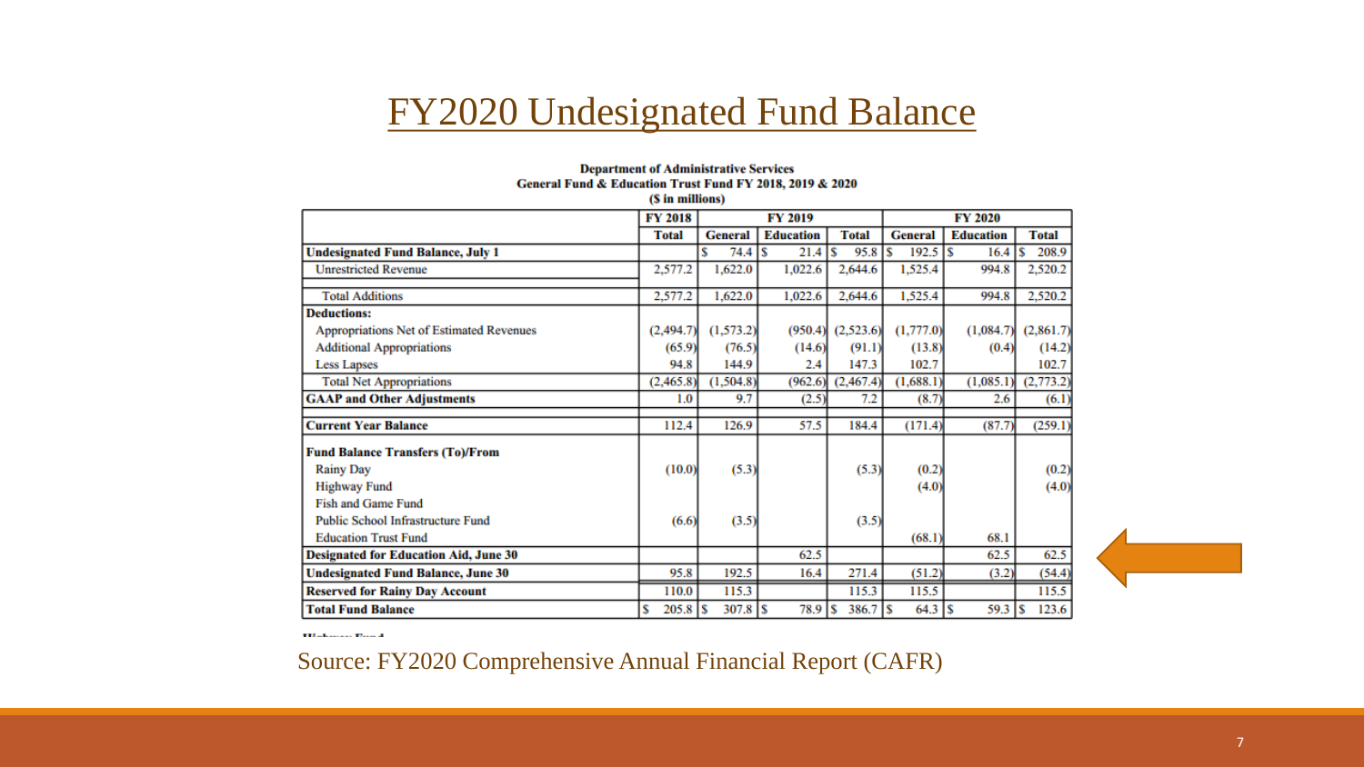# FY2020 Undesignated Fund Balance

**Department of Administrative Services**
**General Fund & Education Trust Fund FY 2018, 2019 & 2020**
**($ in millions)**

| | FY 2018 | FY 2019 | | | FY 2020 | | |
|---|---|---|---|---|---|---|---|
| | **Total** | **General** | **Education** | **Total** | **General** | **Education** | **Total** |
| **Undesignated Fund Balance, July 1** | | $ 74.4 | $ 21.4 | $ 95.8 | $ 192.5 | $ 16.4 | $ 208.9 |
| Unrestricted Revenue | 2,577.2 | 1,622.0 | 1,022.6 | 2,644.6 | 1,525.4 | 994.8 | 2,520.2 |
| Total Additions | 2,577.2 | 1,622.0 | 1,022.6 | 2,644.6 | 1,525.4 | 994.8 | 2,520.2 |
| **Deductions:** | | | | | | | |
| Appropriations Net of Estimated Revenues | (2,494.7) | (1,573.2) | (950.4) | (2,523.6) | (1,777.0) | (1,084.7) | (2,861.7) |
| Additional Appropriations | (65.9) | (76.5) | (14.6) | (91.1) | (13.8) | (0.4) | (14.2) |
| Less Lapses | 94.8 | 144.9 | 2.4 | 147.3 | 102.7 | | 102.7 |
| Total Net Appropriations | (2,465.8) | (1,504.8) | (962.6) | (2,467.4) | (1,688.1) | (1,085.1) | (2,773.2) |
| **GAAP and Other Adjustments** | 1.0 | 9.7 | (2.5) | 7.2 | (8.7) | 2.6 | (6.1) |
| **Current Year Balance** | 112.4 | 126.9 | 57.5 | 184.4 | (171.4) | (87.7) | (259.1) |
| **Fund Balance Transfers (To)/From** | | | | | | | |
| Rainy Day | (10.0) | (5.3) | | (5.3) | (0.2) | | (0.2) |
| Highway Fund | | | | | (4.0) | | (4.0) |
| Fish and Game Fund | | | | | | | |
| Public School Infrastructure Fund | (6.6) | (3.5) | | (3.5) | | | |
| Education Trust Fund | | | | | (68.1) | 68.1 | |
| **Designated for Education Aid, June 30** | | | 62.5 | | | 62.5 | 62.5 |
| **Undesignated Fund Balance, June 30** | 95.8 | 192.5 | 16.4 | 271.4 | (51.2) | (3.2) | (54.4) |
| **Reserved for Rainy Day Account** | 110.0 | 115.3 | | 115.3 | 115.5 | | 115.5 |
| **Total Fund Balance** | $ 205.8 | $ 307.8 | $ 78.9 | $ 386.7 | $ 64.3 | $ 59.3 | $ 123.6 |

Source: FY2020 Comprehensive Annual Financial Report (CAFR)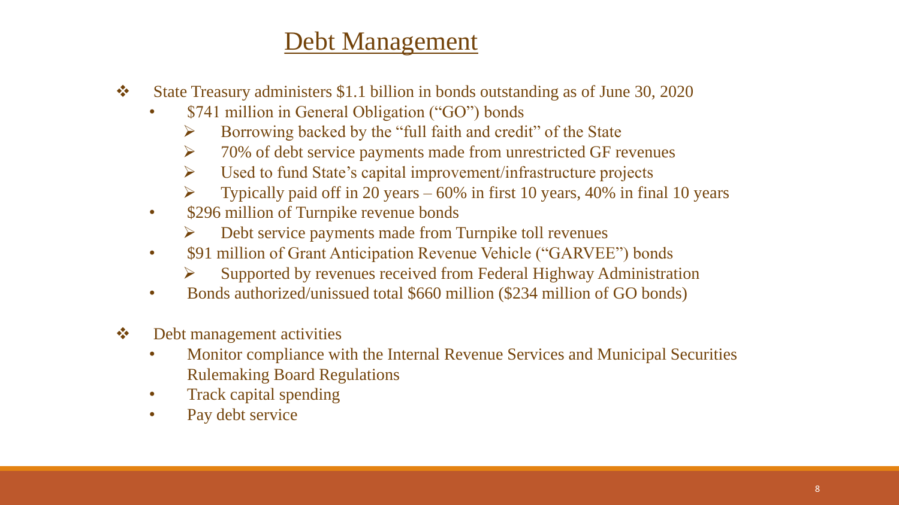# Debt Management

- State Treasury administers $1.1 billion in bonds outstanding as of June 30, 2020
  - $741 million in General Obligation ("GO") bonds
    - Borrowing backed by the "full faith and credit" of the State
    - 70% of debt service payments made from unrestricted GF revenues
    - Used to fund State's capital improvement/infrastructure projects
    - Typically paid off in 20 years – 60% in first 10 years, 40% in final 10 years
  - $296 million of Turnpike revenue bonds
    - Debt service payments made from Turnpike toll revenues
  - $91 million of Grant Anticipation Revenue Vehicle ("GARVEE") bonds
    - Supported by revenues received from Federal Highway Administration
  - Bonds authorized/unissued total $660 million ($234 million of GO bonds)

- Debt management activities
  - Monitor compliance with the Internal Revenue Services and Municipal Securities Rulemaking Board Regulations
  - Track capital spending
  - Pay debt service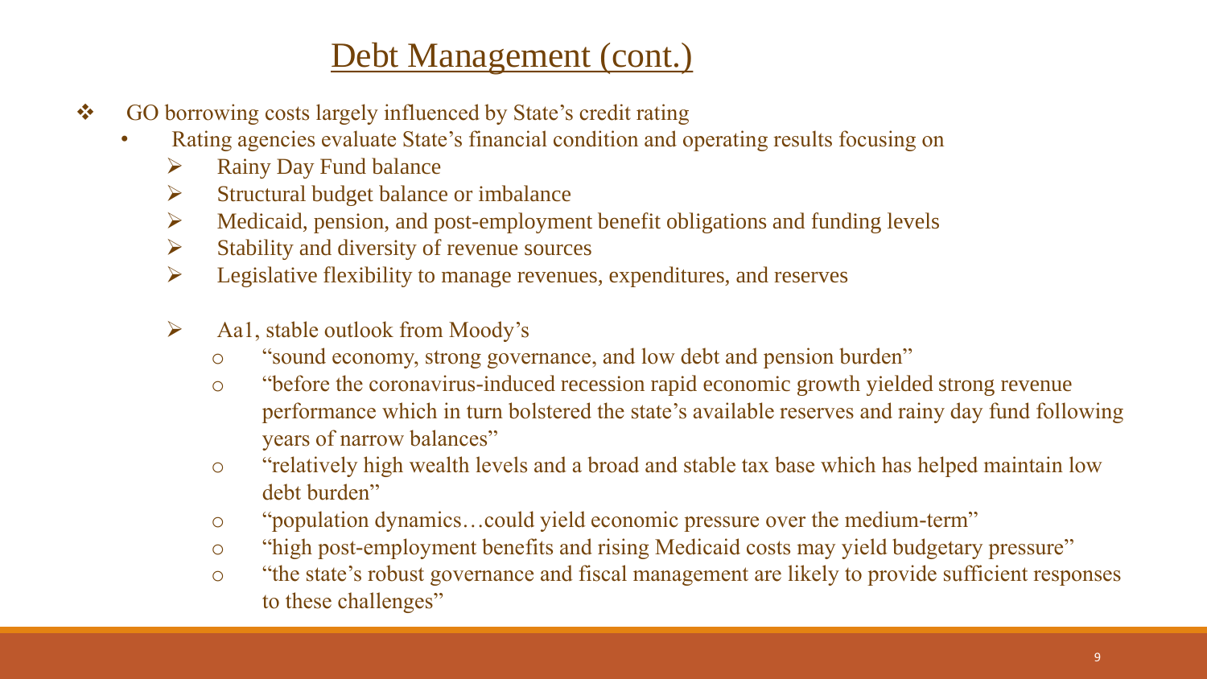# Debt Management (cont.)

- GO borrowing costs largely influenced by State's credit rating
  - Rating agencies evaluate State's financial condition and operating results focusing on
    - Rainy Day Fund balance
    - Structural budget balance or imbalance
    - Medicaid, pension, and post-employment benefit obligations and funding levels
    - Stability and diversity of revenue sources
    - Legislative flexibility to manage revenues, expenditures, and reserves

    - Aa1, stable outlook from Moody's
      - "sound economy, strong governance, and low debt and pension burden"
      - "before the coronavirus-induced recession rapid economic growth yielded strong revenue performance which in turn bolstered the state's available reserves and rainy day fund following years of narrow balances"
      - "relatively high wealth levels and a broad and stable tax base which has helped maintain low debt burden"
      - "population dynamics…could yield economic pressure over the medium-term"
      - "high post-employment benefits and rising Medicaid costs may yield budgetary pressure"
      - "the state's robust governance and fiscal management are likely to provide sufficient responses to these challenges"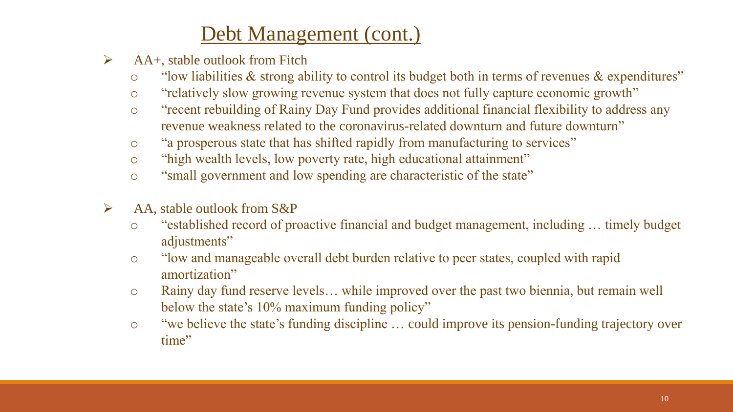# Debt Management (cont.)

- AA+, stable outlook from Fitch
  - "low liabilities & strong ability to control its budget both in terms of revenues & expenditures"
  - "relatively slow growing revenue system that does not fully capture economic growth"
  - "recent rebuilding of Rainy Day Fund provides additional financial flexibility to address any revenue weakness related to the coronavirus-related downturn and future downturn"
  - "a prosperous state that has shifted rapidly from manufacturing to services"
  - "high wealth levels, low poverty rate, high educational attainment"
  - "small government and low spending are characteristic of the state"

- AA, stable outlook from S&P
  - "established record of proactive financial and budget management, including … timely budget adjustments"
  - "low and manageable overall debt burden relative to peer states, coupled with rapid amortization"
  - Rainy day fund reserve levels… while improved over the past two biennia, but remain well below the state's 10% maximum funding policy"
  - "we believe the state's funding discipline … could improve its pension-funding trajectory over time"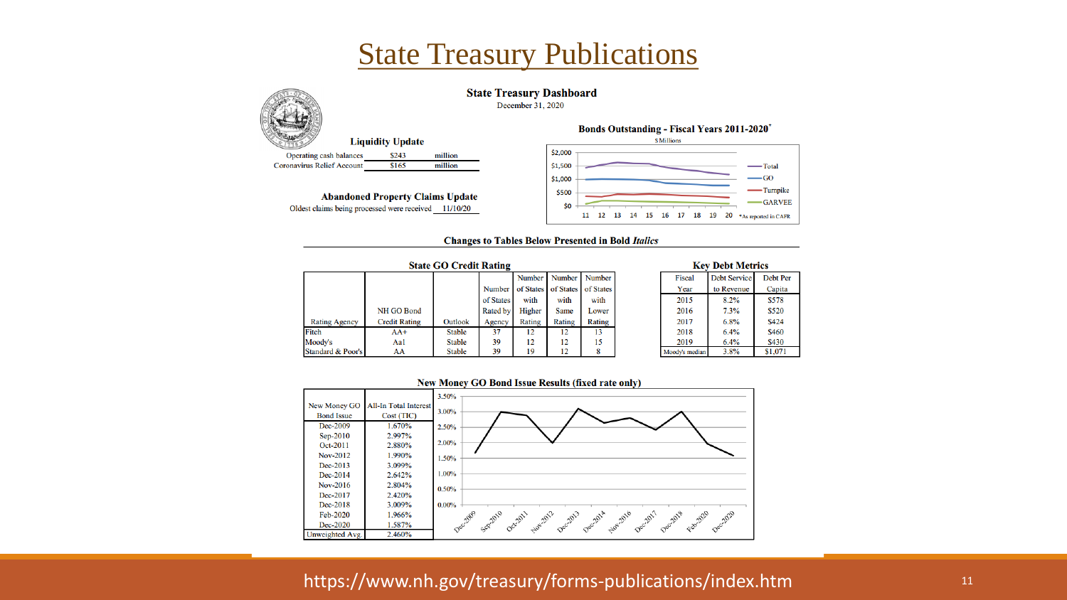# State Treasury Publications

## State Treasury Dashboard

December 31, 2020

### Liquidity Update

| | | |
|---|---|---|
| Operating cash balances | $243 | million |
| Coronavirus Relief Account | $165 | million |

### Abandoned Property Claims Update

Oldest claims being processed were received 11/10/20

### Bonds Outstanding - Fiscal Years 2011-2020*

$ Millions

Legend: Total, GO, Turnpike, GARVEE

*As reported in CAFR

**Changes to Tables Below Presented in Bold *Italics***

### State GO Credit Rating

| Rating Agency | NH GO Bond Credit Rating | Outlook | Number of States Rated by Agency | Number of States with Higher Rating | Number of States with Same Rating | Number of States with Lower Rating |
|---|---|---|---|---|---|---|
| Fitch | AA+ | Stable | 37 | 12 | 12 | 13 |
| Moody's | Aa1 | Stable | 39 | 12 | 12 | 15 |
| Standard & Poor's | AA | Stable | 39 | 19 | 12 | 8 |

### Key Debt Metrics

| Fiscal Year | Debt Service to Revenue | Debt Per Capita |
|---|---|---|
| 2015 | 8.2% | $578 |
| 2016 | 7.3% | $520 |
| 2017 | 6.8% | $424 |
| 2018 | 6.4% | $460 |
| 2019 | 6.4% | $430 |
| Moody's median | 3.8% | $1,071 |

### New Money GO Bond Issue Results (fixed rate only)

| New Money GO Bond Issue | All-In Total Interest Cost (TIC) |
|---|---|
| Dec-2009 | 1.670% |
| Sep-2010 | 2.997% |
| Oct-2011 | 2.880% |
| Nov-2012 | 1.990% |
| Dec-2013 | 3.099% |
| Dec-2014 | 2.642% |
| Nov-2016 | 2.804% |
| Dec-2017 | 2.420% |
| Dec-2018 | 3.009% |
| Feb-2020 | 1.966% |
| Dec-2020 | 1.587% |
| Unweighted Avg. | 2.460% |

https://www.nh.gov/treasury/forms-publications/index.htm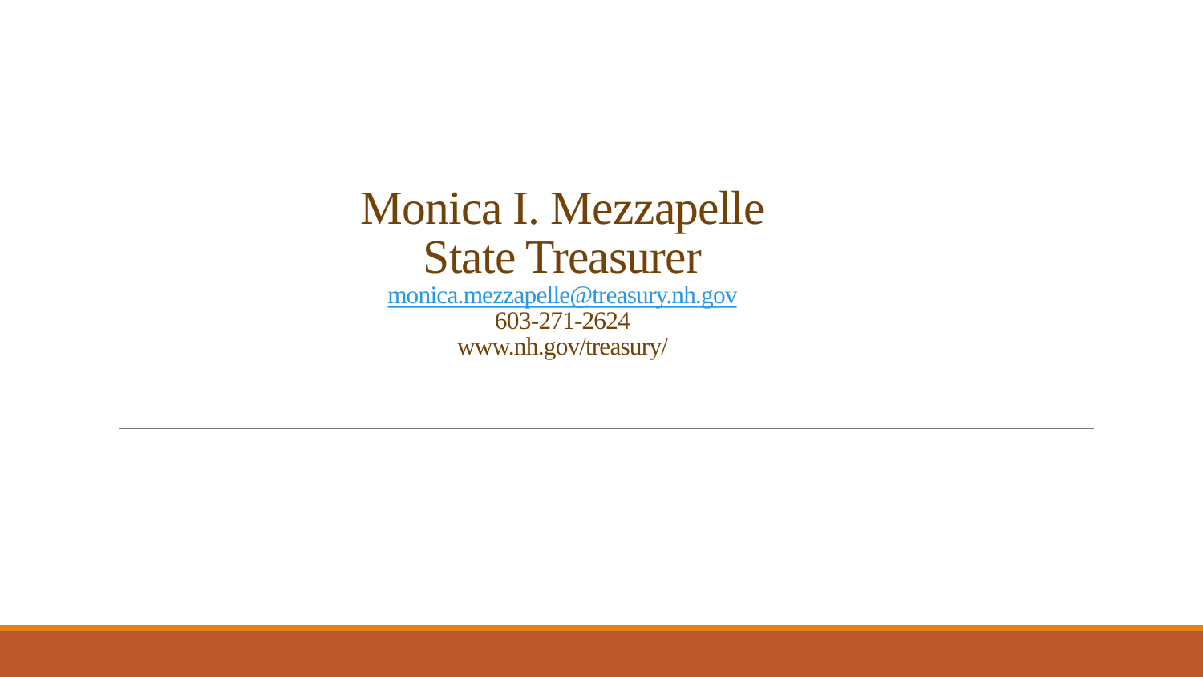# Monica I. Mezzapelle
# State Treasurer

monica.mezzapelle@treasury.nh.gov
603-271-2624
www.nh.gov/treasury/